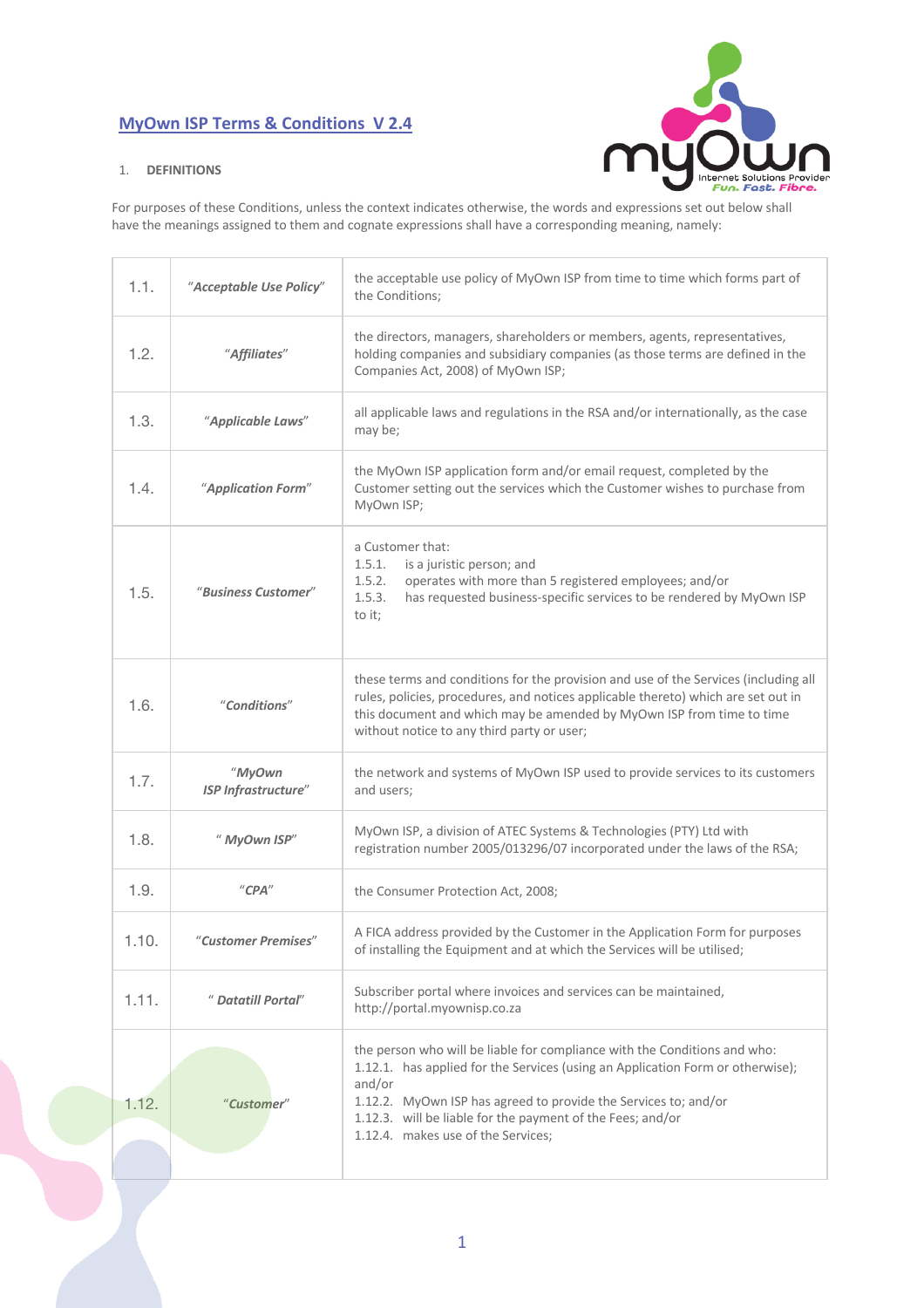# MyOwn ISP Terms & Conditions V 2.4

## 1. DEFINITIONS

For purposes of these Conditions, unless the context indicates otherwise, the words and expressions set out below shall have the meanings assigned to them and cognate expressions shall have a corresponding meaning, namely:

| | | |
|---|---|---|
| 1.1. | "*Acceptable Use Policy*" | the acceptable use policy of MyOwn ISP from time to time which forms part of the Conditions; |
| 1.2. | "*Affiliates*" | the directors, managers, shareholders or members, agents, representatives, holding companies and subsidiary companies (as those terms are defined in the Companies Act, 2008) of MyOwn ISP; |
| 1.3. | "*Applicable Laws*" | all applicable laws and regulations in the RSA and/or internationally, as the case may be; |
| 1.4. | "*Application Form*" | the MyOwn ISP application form and/or email request, completed by the Customer setting out the services which the Customer wishes to purchase from MyOwn ISP; |
| 1.5. | "*Business Customer*" | a Customer that:<br>1.5.1. is a juristic person; and<br>1.5.2. operates with more than 5 registered employees; and/or<br>1.5.3. has requested business-specific services to be rendered by MyOwn ISP to it; |
| 1.6. | "*Conditions*" | these terms and conditions for the provision and use of the Services (including all rules, policies, procedures, and notices applicable thereto) which are set out in this document and which may be amended by MyOwn ISP from time to time without notice to any third party or user; |
| 1.7. | "*MyOwn ISP Infrastructure*" | the network and systems of MyOwn ISP used to provide services to its customers and users; |
| 1.8. | "*MyOwn ISP*" | MyOwn ISP, a division of ATEC Systems & Technologies (PTY) Ltd with registration number 2005/013296/07 incorporated under the laws of the RSA; |
| 1.9. | "*CPA*" | the Consumer Protection Act, 2008; |
| 1.10. | "*Customer Premises*" | A FICA address provided by the Customer in the Application Form for purposes of installing the Equipment and at which the Services will be utilised; |
| 1.11. | "*Datatill Portal*" | Subscriber portal where invoices and services can be maintained, http://portal.myownisp.co.za |
| 1.12. | "*Customer*" | the person who will be liable for compliance with the Conditions and who:<br>1.12.1. has applied for the Services (using an Application Form or otherwise); and/or<br>1.12.2. MyOwn ISP has agreed to provide the Services to; and/or<br>1.12.3. will be liable for the payment of the Fees; and/or<br>1.12.4. makes use of the Services; |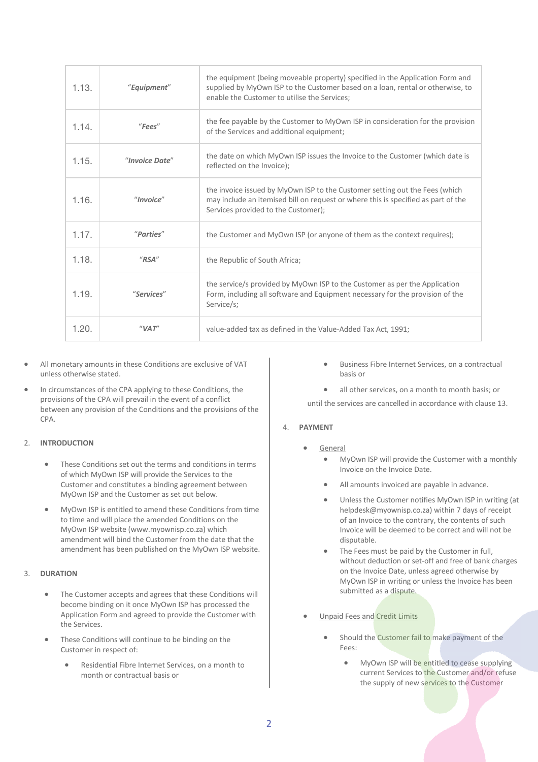| | | |
|---|---|---|
| 1.13. | "***Equipment***" | the equipment (being moveable property) specified in the Application Form and supplied by MyOwn ISP to the Customer based on a loan, rental or otherwise, to enable the Customer to utilise the Services; |
| 1.14. | "***Fees***" | the fee payable by the Customer to MyOwn ISP in consideration for the provision of the Services and additional equipment; |
| 1.15. | "***Invoice Date***" | the date on which MyOwn ISP issues the Invoice to the Customer (which date is reflected on the Invoice); |
| 1.16. | "***Invoice***" | the invoice issued by MyOwn ISP to the Customer setting out the Fees (which may include an itemised bill on request or where this is specified as part of the Services provided to the Customer); |
| 1.17. | "***Parties***" | the Customer and MyOwn ISP (or anyone of them as the context requires); |
| 1.18. | "***RSA***" | the Republic of South Africa; |
| 1.19. | "***Services***" | the service/s provided by MyOwn ISP to the Customer as per the Application Form, including all software and Equipment necessary for the provision of the Service/s; |
| 1.20. | "***VAT***" | value-added tax as defined in the Value-Added Tax Act, 1991; |

- All monetary amounts in these Conditions are exclusive of VAT unless otherwise stated.
- In circumstances of the CPA applying to these Conditions, the provisions of the CPA will prevail in the event of a conflict between any provision of the Conditions and the provisions of the CPA.

2. **INTRODUCTION**

- These Conditions set out the terms and conditions in terms of which MyOwn ISP will provide the Services to the Customer and constitutes a binding agreement between MyOwn ISP and the Customer as set out below.
- MyOwn ISP is entitled to amend these Conditions from time to time and will place the amended Conditions on the MyOwn ISP website (www.myownisp.co.za) which amendment will bind the Customer from the date that the amendment has been published on the MyOwn ISP website.

3. **DURATION**

- The Customer accepts and agrees that these Conditions will become binding on it once MyOwn ISP has processed the Application Form and agreed to provide the Customer with the Services.
- These Conditions will continue to be binding on the Customer in respect of:
  - Residential Fibre Internet Services, on a month to month or contractual basis or
  - Business Fibre Internet Services, on a contractual basis or
  - all other services, on a month to month basis; or

until the services are cancelled in accordance with clause 13.

4. **PAYMENT**

- General
  - MyOwn ISP will provide the Customer with a monthly Invoice on the Invoice Date.
  - All amounts invoiced are payable in advance.
  - Unless the Customer notifies MyOwn ISP in writing (at helpdesk@myownisp.co.za) within 7 days of receipt of an Invoice to the contrary, the contents of such Invoice will be deemed to be correct and will not be disputable.
  - The Fees must be paid by the Customer in full, without deduction or set-off and free of bank charges on the Invoice Date, unless agreed otherwise by MyOwn ISP in writing or unless the Invoice has been submitted as a dispute.
- Unpaid Fees and Credit Limits
  - Should the Customer fail to make payment of the Fees:
    - MyOwn ISP will be entitled to cease supplying current Services to the Customer and/or refuse the supply of new services to the Customer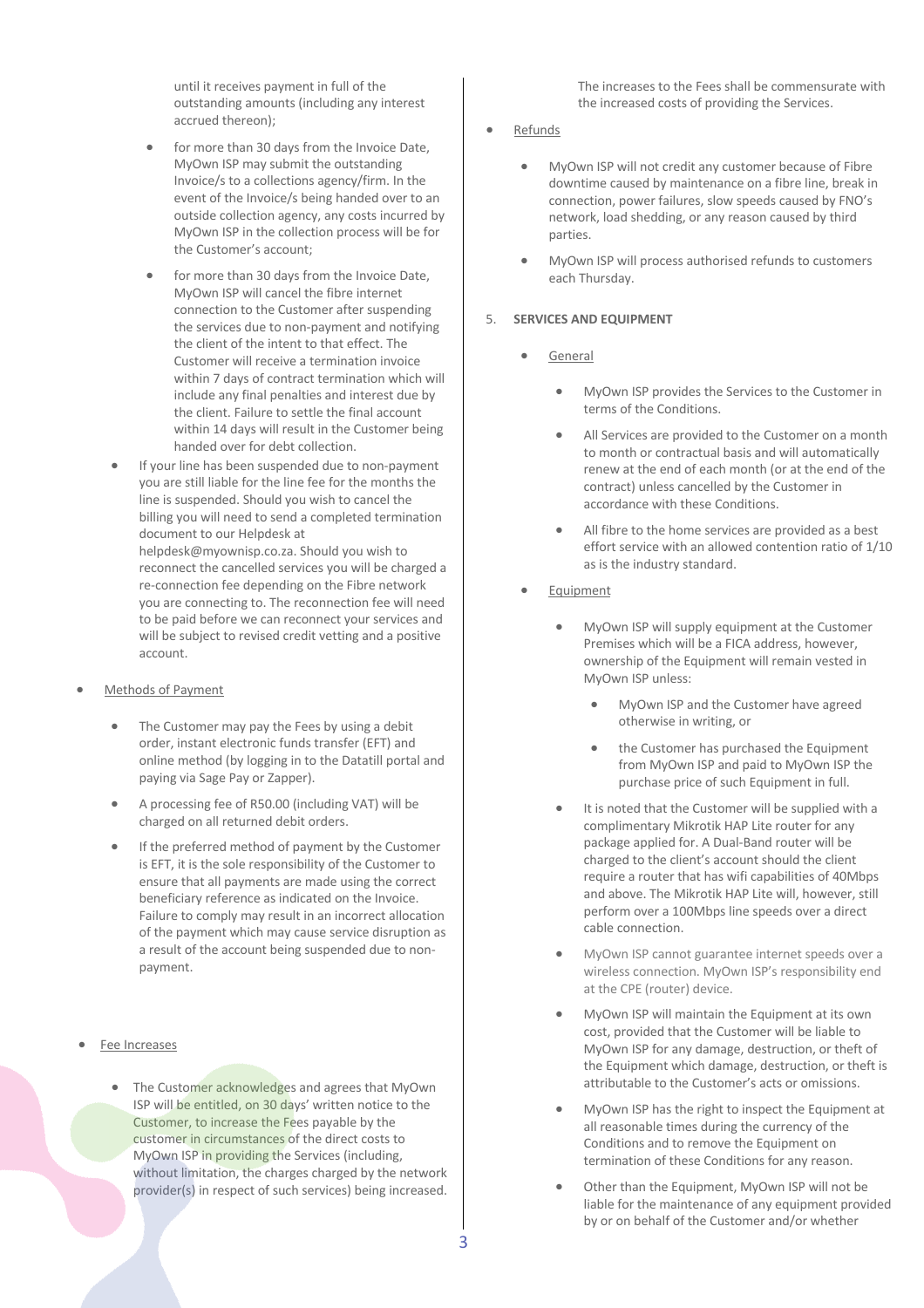until it receives payment in full of the outstanding amounts (including any interest accrued thereon);

- for more than 30 days from the Invoice Date, MyOwn ISP may submit the outstanding Invoice/s to a collections agency/firm. In the event of the Invoice/s being handed over to an outside collection agency, any costs incurred by MyOwn ISP in the collection process will be for the Customer's account;
- for more than 30 days from the Invoice Date, MyOwn ISP will cancel the fibre internet connection to the Customer after suspending the services due to non-payment and notifying the client of the intent to that effect. The Customer will receive a termination invoice within 7 days of contract termination which will include any final penalties and interest due by the client. Failure to settle the final account within 14 days will result in the Customer being handed over for debt collection.

- If your line has been suspended due to non-payment you are still liable for the line fee for the months the line is suspended. Should you wish to cancel the billing you will need to send a completed termination document to our Helpdesk at helpdesk@myownisp.co.za. Should you wish to reconnect the cancelled services you will be charged a re-connection fee depending on the Fibre network you are connecting to. The reconnection fee will need to be paid before we can reconnect your services and will be subject to revised credit vetting and a positive account.

- Methods of Payment
  - The Customer may pay the Fees by using a debit order, instant electronic funds transfer (EFT) and online method (by logging in to the Datatill portal and paying via Sage Pay or Zapper).
  - A processing fee of R50.00 (including VAT) will be charged on all returned debit orders.
  - If the preferred method of payment by the Customer is EFT, it is the sole responsibility of the Customer to ensure that all payments are made using the correct beneficiary reference as indicated on the Invoice. Failure to comply may result in an incorrect allocation of the payment which may cause service disruption as a result of the account being suspended due to non-payment.

- Fee Increases
  - The Customer acknowledges and agrees that MyOwn ISP will be entitled, on 30 days' written notice to the Customer, to increase the Fees payable by the customer in circumstances of the direct costs to MyOwn ISP in providing the Services (including, without limitation, the charges charged by the network provider(s) in respect of such services) being increased. The increases to the Fees shall be commensurate with the increased costs of providing the Services.

- Refunds
  - MyOwn ISP will not credit any customer because of Fibre downtime caused by maintenance on a fibre line, break in connection, power failures, slow speeds caused by FNO's network, load shedding, or any reason caused by third parties.
  - MyOwn ISP will process authorised refunds to customers each Thursday.

5. **SERVICES AND EQUIPMENT**

- General
  - MyOwn ISP provides the Services to the Customer in terms of the Conditions.
  - All Services are provided to the Customer on a month to month or contractual basis and will automatically renew at the end of each month (or at the end of the contract) unless cancelled by the Customer in accordance with these Conditions.
  - All fibre to the home services are provided as a best effort service with an allowed contention ratio of 1/10 as is the industry standard.

- Equipment
  - MyOwn ISP will supply equipment at the Customer Premises which will be a FICA address, however, ownership of the Equipment will remain vested in MyOwn ISP unless:
    - MyOwn ISP and the Customer have agreed otherwise in writing, or
    - the Customer has purchased the Equipment from MyOwn ISP and paid to MyOwn ISP the purchase price of such Equipment in full.
  - It is noted that the Customer will be supplied with a complimentary Mikrotik HAP Lite router for any package applied for. A Dual-Band router will be charged to the client's account should the client require a router that has wifi capabilities of 40Mbps and above. The Mikrotik HAP Lite will, however, still perform over a 100Mbps line speeds over a direct cable connection.
  - MyOwn ISP cannot guarantee internet speeds over a wireless connection. MyOwn ISP's responsibility end at the CPE (router) device.
  - MyOwn ISP will maintain the Equipment at its own cost, provided that the Customer will be liable to MyOwn ISP for any damage, destruction, or theft of the Equipment which damage, destruction, or theft is attributable to the Customer's acts or omissions.
  - MyOwn ISP has the right to inspect the Equipment at all reasonable times during the currency of the Conditions and to remove the Equipment on termination of these Conditions for any reason.
  - Other than the Equipment, MyOwn ISP will not be liable for the maintenance of any equipment provided by or on behalf of the Customer and/or whether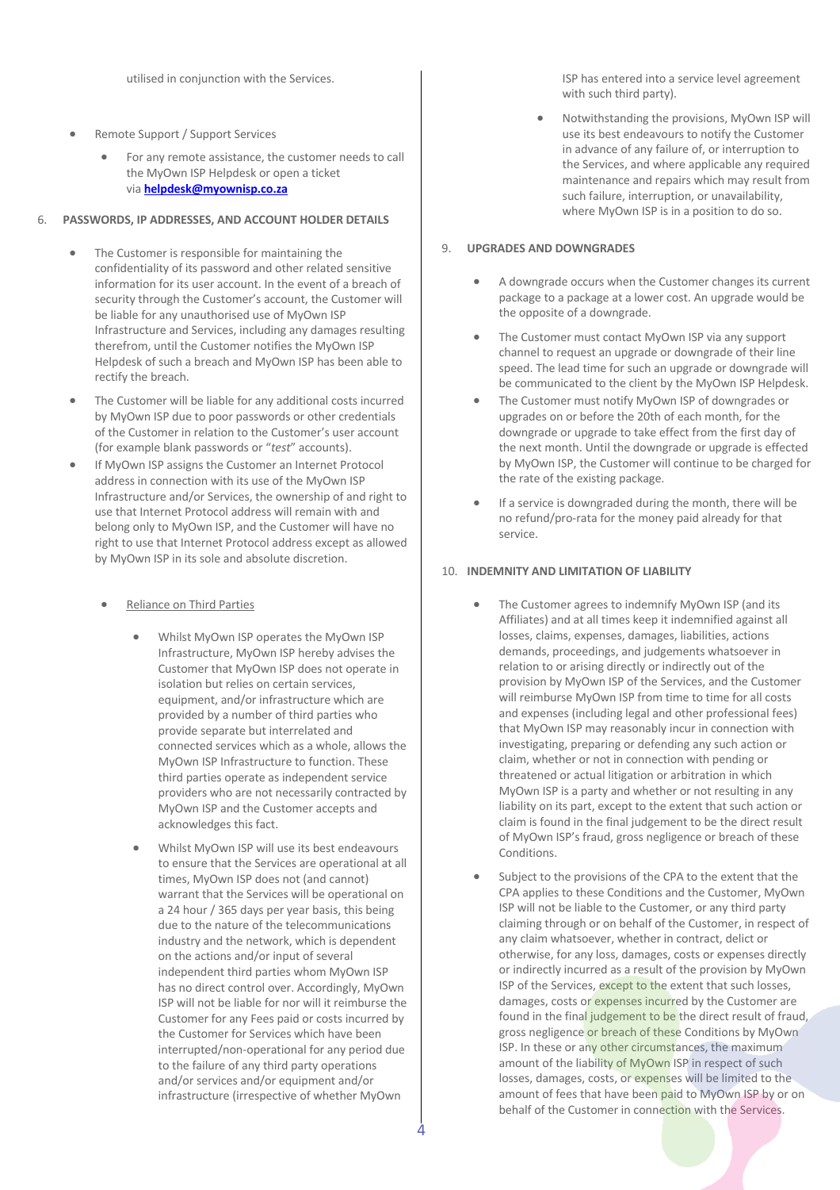utilised in conjunction with the Services.

- Remote Support / Support Services
  - For any remote assistance, the customer needs to call the MyOwn ISP Helpdesk or open a ticket via **helpdesk@myownisp.co.za**

6. **PASSWORDS, IP ADDRESSES, AND ACCOUNT HOLDER DETAILS**

- The Customer is responsible for maintaining the confidentiality of its password and other related sensitive information for its user account. In the event of a breach of security through the Customer's account, the Customer will be liable for any unauthorised use of MyOwn ISP Infrastructure and Services, including any damages resulting therefrom, until the Customer notifies the MyOwn ISP Helpdesk of such a breach and MyOwn ISP has been able to rectify the breach.
- The Customer will be liable for any additional costs incurred by MyOwn ISP due to poor passwords or other credentials of the Customer in relation to the Customer's user account (for example blank passwords or "*test*" accounts).
- If MyOwn ISP assigns the Customer an Internet Protocol address in connection with its use of the MyOwn ISP Infrastructure and/or Services, the ownership of and right to use that Internet Protocol address will remain with and belong only to MyOwn ISP, and the Customer will have no right to use that Internet Protocol address except as allowed by MyOwn ISP in its sole and absolute discretion.

  - Reliance on Third Parties
    - Whilst MyOwn ISP operates the MyOwn ISP Infrastructure, MyOwn ISP hereby advises the Customer that MyOwn ISP does not operate in isolation but relies on certain services, equipment, and/or infrastructure which are provided by a number of third parties who provide separate but interrelated and connected services which as a whole, allows the MyOwn ISP Infrastructure to function. These third parties operate as independent service providers who are not necessarily contracted by MyOwn ISP and the Customer accepts and acknowledges this fact.
    - Whilst MyOwn ISP will use its best endeavours to ensure that the Services are operational at all times, MyOwn ISP does not (and cannot) warrant that the Services will be operational on a 24 hour / 365 days per year basis, this being due to the nature of the telecommunications industry and the network, which is dependent on the actions and/or input of several independent third parties whom MyOwn ISP has no direct control over. Accordingly, MyOwn ISP will not be liable for nor will it reimburse the Customer for any Fees paid or costs incurred by the Customer for Services which have been interrupted/non-operational for any period due to the failure of any third party operations and/or services and/or equipment and/or infrastructure (irrespective of whether MyOwn ISP has entered into a service level agreement with such third party).
    - Notwithstanding the provisions, MyOwn ISP will use its best endeavours to notify the Customer in advance of any failure of, or interruption to the Services, and where applicable any required maintenance and repairs which may result from such failure, interruption, or unavailability, where MyOwn ISP is in a position to do so.

9. **UPGRADES AND DOWNGRADES**

- A downgrade occurs when the Customer changes its current package to a package at a lower cost. An upgrade would be the opposite of a downgrade.
- The Customer must contact MyOwn ISP via any support channel to request an upgrade or downgrade of their line speed. The lead time for such an upgrade or downgrade will be communicated to the client by the MyOwn ISP Helpdesk.
- The Customer must notify MyOwn ISP of downgrades or upgrades on or before the 20th of each month, for the downgrade or upgrade to take effect from the first day of the next month. Until the downgrade or upgrade is effected by MyOwn ISP, the Customer will continue to be charged for the rate of the existing package.
- If a service is downgraded during the month, there will be no refund/pro-rata for the money paid already for that service.

10. **INDEMNITY AND LIMITATION OF LIABILITY**

- The Customer agrees to indemnify MyOwn ISP (and its Affiliates) and at all times keep it indemnified against all losses, claims, expenses, damages, liabilities, actions demands, proceedings, and judgements whatsoever in relation to or arising directly or indirectly out of the provision by MyOwn ISP of the Services, and the Customer will reimburse MyOwn ISP from time to time for all costs and expenses (including legal and other professional fees) that MyOwn ISP may reasonably incur in connection with investigating, preparing or defending any such action or claim, whether or not in connection with pending or threatened or actual litigation or arbitration in which MyOwn ISP is a party and whether or not resulting in any liability on its part, except to the extent that such action or claim is found in the final judgement to be the direct result of MyOwn ISP's fraud, gross negligence or breach of these Conditions.
- Subject to the provisions of the CPA to the extent that the CPA applies to these Conditions and the Customer, MyOwn ISP will not be liable to the Customer, or any third party claiming through or on behalf of the Customer, in respect of any claim whatsoever, whether in contract, delict or otherwise, for any loss, damages, costs or expenses directly or indirectly incurred as a result of the provision by MyOwn ISP of the Services, except to the extent that such losses, damages, costs or expenses incurred by the Customer are found in the final judgement to be the direct result of fraud, gross negligence or breach of these Conditions by MyOwn ISP. In these or any other circumstances, the maximum amount of the liability of MyOwn ISP in respect of such losses, damages, costs, or expenses will be limited to the amount of fees that have been paid to MyOwn ISP by or on behalf of the Customer in connection with the Services.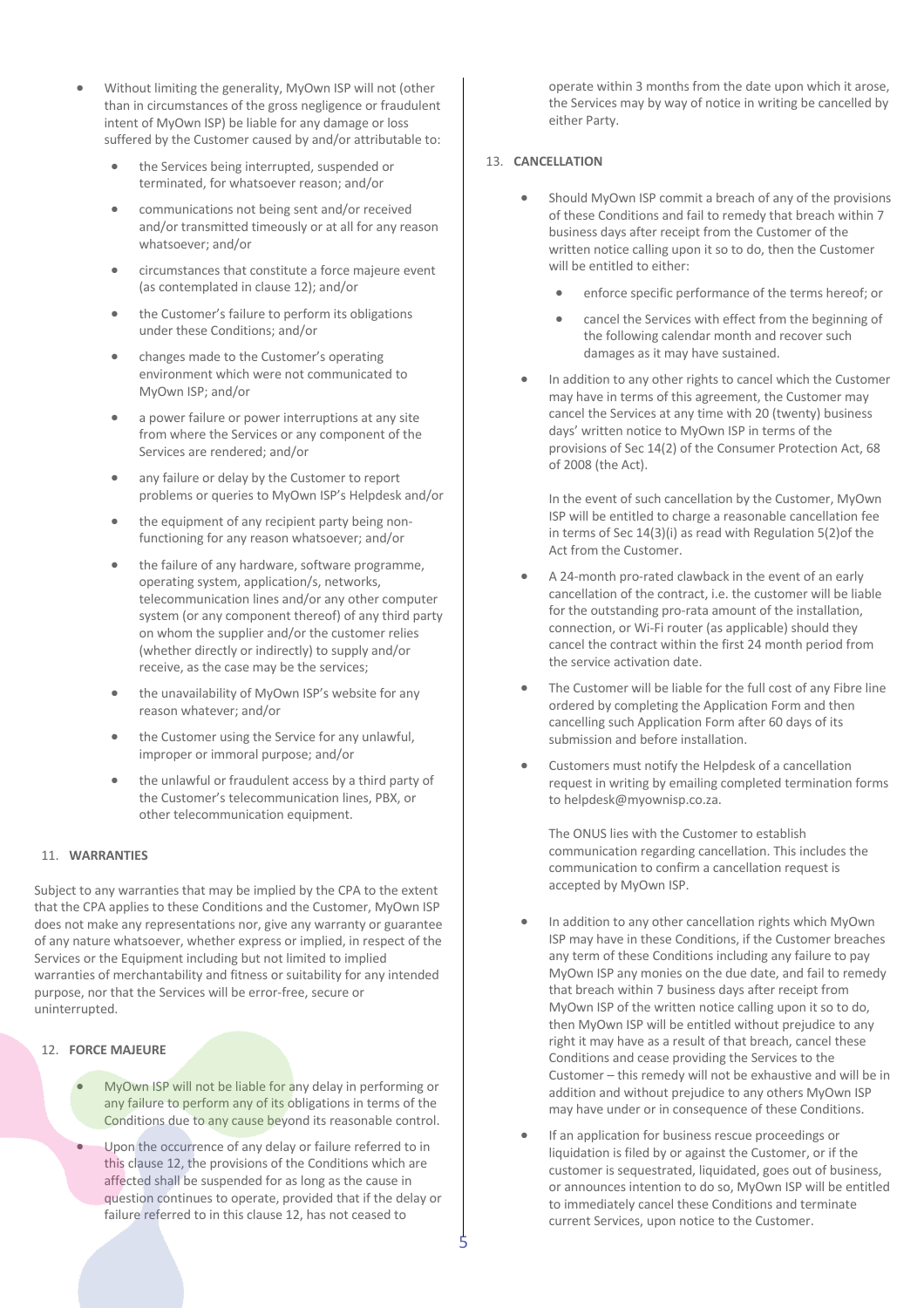- Without limiting the generality, MyOwn ISP will not (other than in circumstances of the gross negligence or fraudulent intent of MyOwn ISP) be liable for any damage or loss suffered by the Customer caused by and/or attributable to:
  - the Services being interrupted, suspended or terminated, for whatsoever reason; and/or
  - communications not being sent and/or received and/or transmitted timeously or at all for any reason whatsoever; and/or
  - circumstances that constitute a force majeure event (as contemplated in clause 12); and/or
  - the Customer's failure to perform its obligations under these Conditions; and/or
  - changes made to the Customer's operating environment which were not communicated to MyOwn ISP; and/or
  - a power failure or power interruptions at any site from where the Services or any component of the Services are rendered; and/or
  - any failure or delay by the Customer to report problems or queries to MyOwn ISP's Helpdesk and/or
  - the equipment of any recipient party being non-functioning for any reason whatsoever; and/or
  - the failure of any hardware, software programme, operating system, application/s, networks, telecommunication lines and/or any other computer system (or any component thereof) of any third party on whom the supplier and/or the customer relies (whether directly or indirectly) to supply and/or receive, as the case may be the services;
  - the unavailability of MyOwn ISP's website for any reason whatever; and/or
  - the Customer using the Service for any unlawful, improper or immoral purpose; and/or
  - the unlawful or fraudulent access by a third party of the Customer's telecommunication lines, PBX, or other telecommunication equipment.

## 11. WARRANTIES

Subject to any warranties that may be implied by the CPA to the extent that the CPA applies to these Conditions and the Customer, MyOwn ISP does not make any representations nor, give any warranty or guarantee of any nature whatsoever, whether express or implied, in respect of the Services or the Equipment including but not limited to implied warranties of merchantability and fitness or suitability for any intended purpose, nor that the Services will be error-free, secure or uninterrupted.

## 12. FORCE MAJEURE

- MyOwn ISP will not be liable for any delay in performing or any failure to perform any of its obligations in terms of the Conditions due to any cause beyond its reasonable control.
- Upon the occurrence of any delay or failure referred to in this clause 12, the provisions of the Conditions which are affected shall be suspended for as long as the cause in question continues to operate, provided that if the delay or failure referred to in this clause 12, has not ceased to operate within 3 months from the date upon which it arose, the Services may by way of notice in writing be cancelled by either Party.

## 13. CANCELLATION

- Should MyOwn ISP commit a breach of any of the provisions of these Conditions and fail to remedy that breach within 7 business days after receipt from the Customer of the written notice calling upon it so to do, then the Customer will be entitled to either:
  - enforce specific performance of the terms hereof; or
  - cancel the Services with effect from the beginning of the following calendar month and recover such damages as it may have sustained.
- In addition to any other rights to cancel which the Customer may have in terms of this agreement, the Customer may cancel the Services at any time with 20 (twenty) business days' written notice to MyOwn ISP in terms of the provisions of Sec 14(2) of the Consumer Protection Act, 68 of 2008 (the Act).

  In the event of such cancellation by the Customer, MyOwn ISP will be entitled to charge a reasonable cancellation fee in terms of Sec 14(3)(i) as read with Regulation 5(2)of the Act from the Customer.
- A 24-month pro-rated clawback in the event of an early cancellation of the contract, i.e. the customer will be liable for the outstanding pro-rata amount of the installation, connection, or Wi-Fi router (as applicable) should they cancel the contract within the first 24 month period from the service activation date.
- The Customer will be liable for the full cost of any Fibre line ordered by completing the Application Form and then cancelling such Application Form after 60 days of its submission and before installation.
- Customers must notify the Helpdesk of a cancellation request in writing by emailing completed termination forms to helpdesk@myownisp.co.za.

  The ONUS lies with the Customer to establish communication regarding cancellation. This includes the communication to confirm a cancellation request is accepted by MyOwn ISP.
- In addition to any other cancellation rights which MyOwn ISP may have in these Conditions, if the Customer breaches any term of these Conditions including any failure to pay MyOwn ISP any monies on the due date, and fail to remedy that breach within 7 business days after receipt from MyOwn ISP of the written notice calling upon it so to do, then MyOwn ISP will be entitled without prejudice to any right it may have as a result of that breach, cancel these Conditions and cease providing the Services to the Customer – this remedy will not be exhaustive and will be in addition and without prejudice to any others MyOwn ISP may have under or in consequence of these Conditions.
- If an application for business rescue proceedings or liquidation is filed by or against the Customer, or if the customer is sequestrated, liquidated, goes out of business, or announces intention to do so, MyOwn ISP will be entitled to immediately cancel these Conditions and terminate current Services, upon notice to the Customer.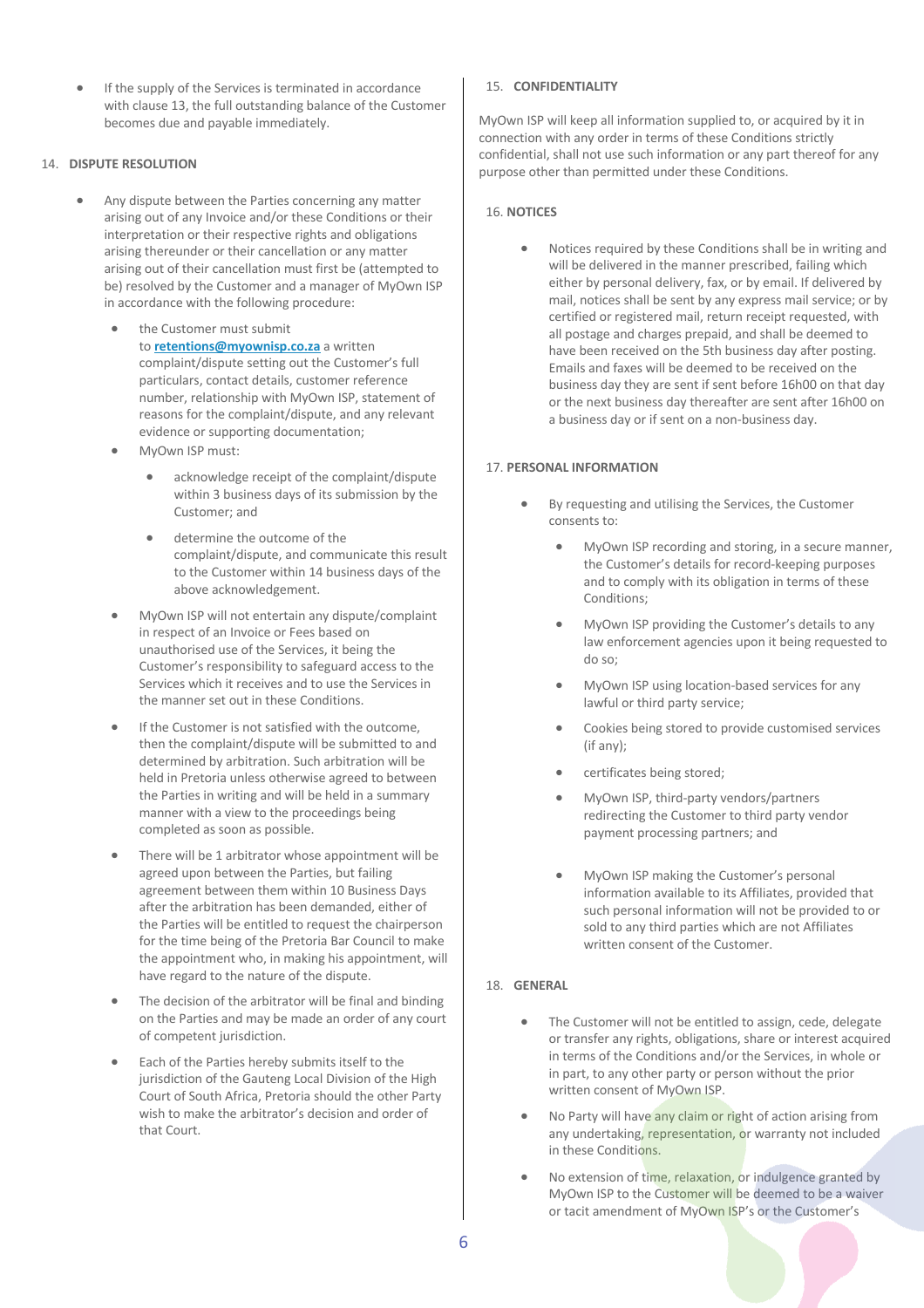- If the supply of the Services is terminated in accordance with clause 13, the full outstanding balance of the Customer becomes due and payable immediately.

## 14. DISPUTE RESOLUTION

- Any dispute between the Parties concerning any matter arising out of any Invoice and/or these Conditions or their interpretation or their respective rights and obligations arising thereunder or their cancellation or any matter arising out of their cancellation must first be (attempted to be) resolved by the Customer and a manager of MyOwn ISP in accordance with the following procedure:
  - the Customer must submit to **retentions@myownisp.co.za** a written complaint/dispute setting out the Customer's full particulars, contact details, customer reference number, relationship with MyOwn ISP, statement of reasons for the complaint/dispute, and any relevant evidence or supporting documentation;
  - MyOwn ISP must:
    - acknowledge receipt of the complaint/dispute within 3 business days of its submission by the Customer; and
    - determine the outcome of the complaint/dispute, and communicate this result to the Customer within 14 business days of the above acknowledgement.
  - MyOwn ISP will not entertain any dispute/complaint in respect of an Invoice or Fees based on unauthorised use of the Services, it being the Customer's responsibility to safeguard access to the Services which it receives and to use the Services in the manner set out in these Conditions.
  - If the Customer is not satisfied with the outcome, then the complaint/dispute will be submitted to and determined by arbitration. Such arbitration will be held in Pretoria unless otherwise agreed to between the Parties in writing and will be held in a summary manner with a view to the proceedings being completed as soon as possible.
  - There will be 1 arbitrator whose appointment will be agreed upon between the Parties, but failing agreement between them within 10 Business Days after the arbitration has been demanded, either of the Parties will be entitled to request the chairperson for the time being of the Pretoria Bar Council to make the appointment who, in making his appointment, will have regard to the nature of the dispute.
  - The decision of the arbitrator will be final and binding on the Parties and may be made an order of any court of competent jurisdiction.
  - Each of the Parties hereby submits itself to the jurisdiction of the Gauteng Local Division of the High Court of South Africa, Pretoria should the other Party wish to make the arbitrator's decision and order of that Court.

## 15. CONFIDENTIALITY

MyOwn ISP will keep all information supplied to, or acquired by it in connection with any order in terms of these Conditions strictly confidential, shall not use such information or any part thereof for any purpose other than permitted under these Conditions.

## 16. NOTICES

- Notices required by these Conditions shall be in writing and will be delivered in the manner prescribed, failing which either by personal delivery, fax, or by email. If delivered by mail, notices shall be sent by any express mail service; or by certified or registered mail, return receipt requested, with all postage and charges prepaid, and shall be deemed to have been received on the 5th business day after posting. Emails and faxes will be deemed to be received on the business day they are sent if sent before 16h00 on that day or the next business day thereafter are sent after 16h00 on a business day or if sent on a non-business day.

## 17. PERSONAL INFORMATION

- By requesting and utilising the Services, the Customer consents to:
  - MyOwn ISP recording and storing, in a secure manner, the Customer's details for record-keeping purposes and to comply with its obligation in terms of these Conditions;
  - MyOwn ISP providing the Customer's details to any law enforcement agencies upon it being requested to do so;
  - MyOwn ISP using location-based services for any lawful or third party service;
  - Cookies being stored to provide customised services (if any);
  - certificates being stored;
  - MyOwn ISP, third-party vendors/partners redirecting the Customer to third party vendor payment processing partners; and
  - MyOwn ISP making the Customer's personal information available to its Affiliates, provided that such personal information will not be provided to or sold to any third parties which are not Affiliates written consent of the Customer.

## 18. GENERAL

- The Customer will not be entitled to assign, cede, delegate or transfer any rights, obligations, share or interest acquired in terms of the Conditions and/or the Services, in whole or in part, to any other party or person without the prior written consent of MyOwn ISP.
- No Party will have any claim or right of action arising from any undertaking, representation, or warranty not included in these Conditions.
- No extension of time, relaxation, or indulgence granted by MyOwn ISP to the Customer will be deemed to be a waiver or tacit amendment of MyOwn ISP's or the Customer's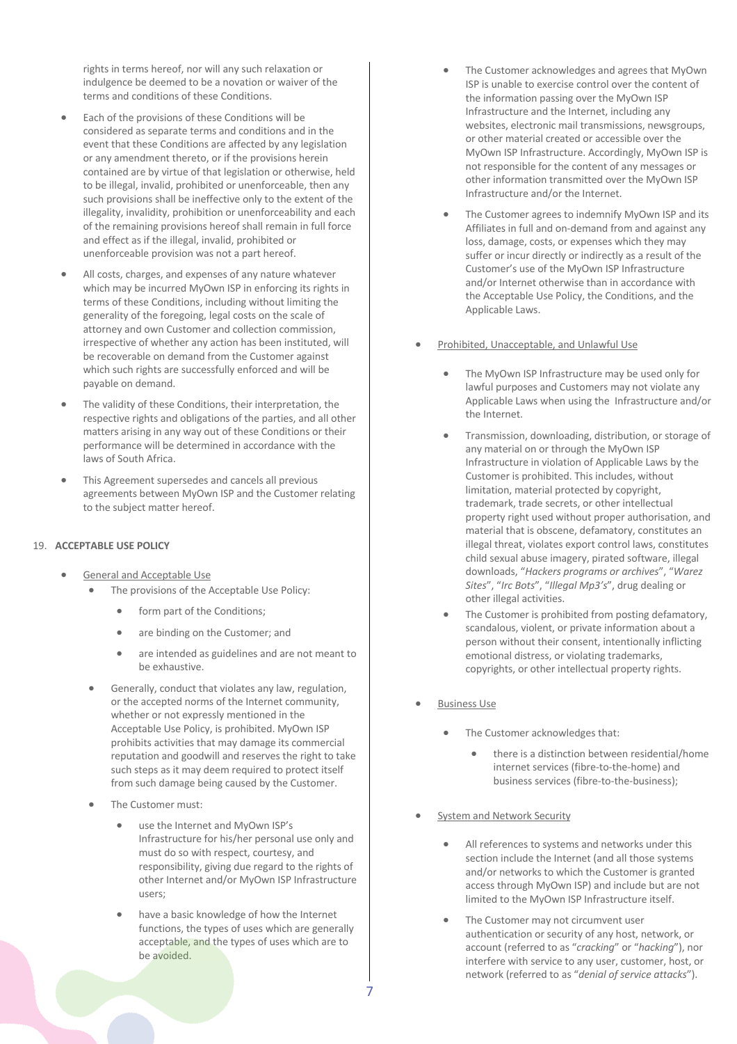rights in terms hereof, nor will any such relaxation or indulgence be deemed to be a novation or waiver of the terms and conditions of these Conditions.

- Each of the provisions of these Conditions will be considered as separate terms and conditions and in the event that these Conditions are affected by any legislation or any amendment thereto, or if the provisions herein contained are by virtue of that legislation or otherwise, held to be illegal, invalid, prohibited or unenforceable, then any such provisions shall be ineffective only to the extent of the illegality, invalidity, prohibition or unenforceability and each of the remaining provisions hereof shall remain in full force and effect as if the illegal, invalid, prohibited or unenforceable provision was not a part hereof.
- All costs, charges, and expenses of any nature whatever which may be incurred MyOwn ISP in enforcing its rights in terms of these Conditions, including without limiting the generality of the foregoing, legal costs on the scale of attorney and own Customer and collection commission, irrespective of whether any action has been instituted, will be recoverable on demand from the Customer against which such rights are successfully enforced and will be payable on demand.
- The validity of these Conditions, their interpretation, the respective rights and obligations of the parties, and all other matters arising in any way out of these Conditions or their performance will be determined in accordance with the laws of South Africa.
- This Agreement supersedes and cancels all previous agreements between MyOwn ISP and the Customer relating to the subject matter hereof.

19. **ACCEPTABLE USE POLICY**

- General and Acceptable Use
  - The provisions of the Acceptable Use Policy:
    - form part of the Conditions;
    - are binding on the Customer; and
    - are intended as guidelines and are not meant to be exhaustive.
  - Generally, conduct that violates any law, regulation, or the accepted norms of the Internet community, whether or not expressly mentioned in the Acceptable Use Policy, is prohibited. MyOwn ISP prohibits activities that may damage its commercial reputation and goodwill and reserves the right to take such steps as it may deem required to protect itself from such damage being caused by the Customer.
  - The Customer must:
    - use the Internet and MyOwn ISP's Infrastructure for his/her personal use only and must do so with respect, courtesy, and responsibility, giving due regard to the rights of other Internet and/or MyOwn ISP Infrastructure users;
    - have a basic knowledge of how the Internet functions, the types of uses which are generally acceptable, and the types of uses which are to be avoided.
  - The Customer acknowledges and agrees that MyOwn ISP is unable to exercise control over the content of the information passing over the MyOwn ISP Infrastructure and the Internet, including any websites, electronic mail transmissions, newsgroups, or other material created or accessible over the MyOwn ISP Infrastructure. Accordingly, MyOwn ISP is not responsible for the content of any messages or other information transmitted over the MyOwn ISP Infrastructure and/or the Internet.
  - The Customer agrees to indemnify MyOwn ISP and its Affiliates in full and on-demand from and against any loss, damage, costs, or expenses which they may suffer or incur directly or indirectly as a result of the Customer's use of the MyOwn ISP Infrastructure and/or Internet otherwise than in accordance with the Acceptable Use Policy, the Conditions, and the Applicable Laws.
- Prohibited, Unacceptable, and Unlawful Use
  - The MyOwn ISP Infrastructure may be used only for lawful purposes and Customers may not violate any Applicable Laws when using the Infrastructure and/or the Internet.
  - Transmission, downloading, distribution, or storage of any material on or through the MyOwn ISP Infrastructure in violation of Applicable Laws by the Customer is prohibited. This includes, without limitation, material protected by copyright, trademark, trade secrets, or other intellectual property right used without proper authorisation, and material that is obscene, defamatory, constitutes an illegal threat, violates export control laws, constitutes child sexual abuse imagery, pirated software, illegal downloads, "*Hackers programs or archives*", "*Warez Sites*", "*Irc Bots*", "*Illegal Mp3's*", drug dealing or other illegal activities.
  - The Customer is prohibited from posting defamatory, scandalous, violent, or private information about a person without their consent, intentionally inflicting emotional distress, or violating trademarks, copyrights, or other intellectual property rights.
- Business Use
  - The Customer acknowledges that:
    - there is a distinction between residential/home internet services (fibre-to-the-home) and business services (fibre-to-the-business);
- System and Network Security
  - All references to systems and networks under this section include the Internet (and all those systems and/or networks to which the Customer is granted access through MyOwn ISP) and include but are not limited to the MyOwn ISP Infrastructure itself.
  - The Customer may not circumvent user authentication or security of any host, network, or account (referred to as "*cracking*" or "*hacking*"), nor interfere with service to any user, customer, host, or network (referred to as "*denial of service attacks*").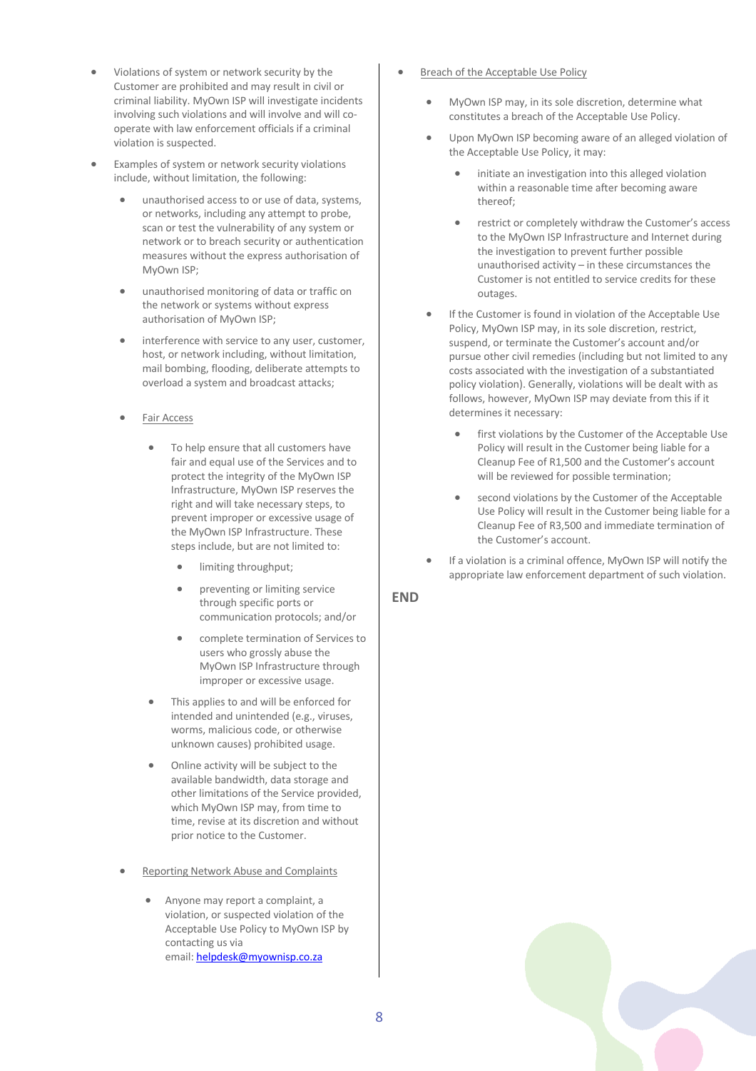- Violations of system or network security by the Customer are prohibited and may result in civil or criminal liability. MyOwn ISP will investigate incidents involving such violations and will involve and will co-operate with law enforcement officials if a criminal violation is suspected.
- Examples of system or network security violations include, without limitation, the following:
    - unauthorised access to or use of data, systems, or networks, including any attempt to probe, scan or test the vulnerability of any system or network or to breach security or authentication measures without the express authorisation of MyOwn ISP;
    - unauthorised monitoring of data or traffic on the network or systems without express authorisation of MyOwn ISP;
    - interference with service to any user, customer, host, or network including, without limitation, mail bombing, flooding, deliberate attempts to overload a system and broadcast attacks;
    - <u>Fair Access</u>
        - To help ensure that all customers have fair and equal use of the Services and to protect the integrity of the MyOwn ISP Infrastructure, MyOwn ISP reserves the right and will take necessary steps, to prevent improper or excessive usage of the MyOwn ISP Infrastructure. These steps include, but are not limited to:
            - limiting throughput;
            - preventing or limiting service through specific ports or communication protocols; and/or
            - complete termination of Services to users who grossly abuse the MyOwn ISP Infrastructure through improper or excessive usage.
        - This applies to and will be enforced for intended and unintended (e.g., viruses, worms, malicious code, or otherwise unknown causes) prohibited usage.
        - Online activity will be subject to the available bandwidth, data storage and other limitations of the Service provided, which MyOwn ISP may, from time to time, revise at its discretion and without prior notice to the Customer.
    - <u>Reporting Network Abuse and Complaints</u>
        - Anyone may report a complaint, a violation, or suspected violation of the Acceptable Use Policy to MyOwn ISP by contacting us via email: [helpdesk@myownisp.co.za](mailto:helpdesk@myownisp.co.za)
- <u>Breach of the Acceptable Use Policy</u>
    - MyOwn ISP may, in its sole discretion, determine what constitutes a breach of the Acceptable Use Policy.
    - Upon MyOwn ISP becoming aware of an alleged violation of the Acceptable Use Policy, it may:
        - initiate an investigation into this alleged violation within a reasonable time after becoming aware thereof;
        - restrict or completely withdraw the Customer's access to the MyOwn ISP Infrastructure and Internet during the investigation to prevent further possible unauthorised activity – in these circumstances the Customer is not entitled to service credits for these outages.
    - If the Customer is found in violation of the Acceptable Use Policy, MyOwn ISP may, in its sole discretion, restrict, suspend, or terminate the Customer's account and/or pursue other civil remedies (including but not limited to any costs associated with the investigation of a substantiated policy violation). Generally, violations will be dealt with as follows, however, MyOwn ISP may deviate from this if it determines it necessary:
        - first violations by the Customer of the Acceptable Use Policy will result in the Customer being liable for a Cleanup Fee of R1,500 and the Customer's account will be reviewed for possible termination;
        - second violations by the Customer of the Acceptable Use Policy will result in the Customer being liable for a Cleanup Fee of R3,500 and immediate termination of the Customer's account.
    - If a violation is a criminal offence, MyOwn ISP will notify the appropriate law enforcement department of such violation.

**END**